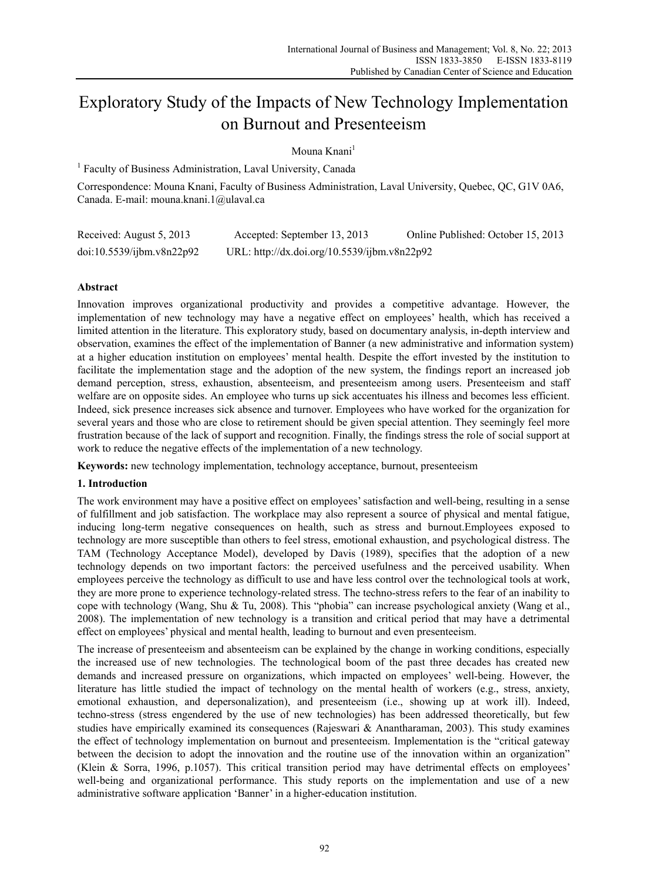# Exploratory Study of the Impacts of New Technology Implementation on Burnout and Presenteeism

Mouna Knani[1]

[1] Faculty of Business Administration, Laval University, Canada

Correspondence: Mouna Knani, Faculty of Business Administration, Laval University, Quebec, QC, G1V 0A6, Canada. E-mail: mouna.knani.1@ulaval.ca

Received: August 5, 2013 Accepted: September 13, 2013 Online Published: October 15, 2013

doi:10.5539/ijbm.v8n22p92 URL: http://dx.doi.org/10.5539/ijbm.v8n22p92

## Abstract

Innovation improves organizational productivity and provides a competitive advantage. However, the implementation of new technology may have a negative effect on employees' health, which has received a limited attention in the literature. This exploratory study, based on documentary analysis, in-depth interview and observation, examines the effect of the implementation of Banner (a new administrative and information system) at a higher education institution on employees' mental health. Despite the effort invested by the institution to facilitate the implementation stage and the adoption of the new system, the findings report an increased job demand perception, stress, exhaustion, absenteeism, and presenteeism among users. Presenteeism and staff welfare are on opposite sides. An employee who turns up sick accentuates his illness and becomes less efficient. Indeed, sick presence increases sick absence and turnover. Employees who have worked for the organization for several years and those who are close to retirement should be given special attention. They seemingly feel more frustration because of the lack of support and recognition. Finally, the findings stress the role of social support at work to reduce the negative effects of the implementation of a new technology.

**Keywords:** new technology implementation, technology acceptance, burnout, presenteeism

## 1. Introduction

The work environment may have a positive effect on employees' satisfaction and well-being, resulting in a sense of fulfillment and job satisfaction. The workplace may also represent a source of physical and mental fatigue, inducing long-term negative consequences on health, such as stress and burnout.Employees exposed to technology are more susceptible than others to feel stress, emotional exhaustion, and psychological distress. The TAM (Technology Acceptance Model), developed by Davis (1989), specifies that the adoption of a new technology depends on two important factors: the perceived usefulness and the perceived usability. When employees perceive the technology as difficult to use and have less control over the technological tools at work, they are more prone to experience technology-related stress. The techno-stress refers to the fear of an inability to cope with technology (Wang, Shu & Tu, 2008). This "phobia" can increase psychological anxiety (Wang et al., 2008). The implementation of new technology is a transition and critical period that may have a detrimental effect on employees' physical and mental health, leading to burnout and even presenteeism.

The increase of presenteeism and absenteeism can be explained by the change in working conditions, especially the increased use of new technologies. The technological boom of the past three decades has created new demands and increased pressure on organizations, which impacted on employees' well-being. However, the literature has little studied the impact of technology on the mental health of workers (e.g., stress, anxiety, emotional exhaustion, and depersonalization), and presenteeism (i.e., showing up at work ill). Indeed, techno-stress (stress engendered by the use of new technologies) has been addressed theoretically, but few studies have empirically examined its consequences (Rajeswari & Anantharaman, 2003). This study examines the effect of technology implementation on burnout and presenteeism. Implementation is the "critical gateway between the decision to adopt the innovation and the routine use of the innovation within an organization" (Klein & Sorra, 1996, p.1057). This critical transition period may have detrimental effects on employees' well-being and organizational performance. This study reports on the implementation and use of a new administrative software application 'Banner' in a higher-education institution.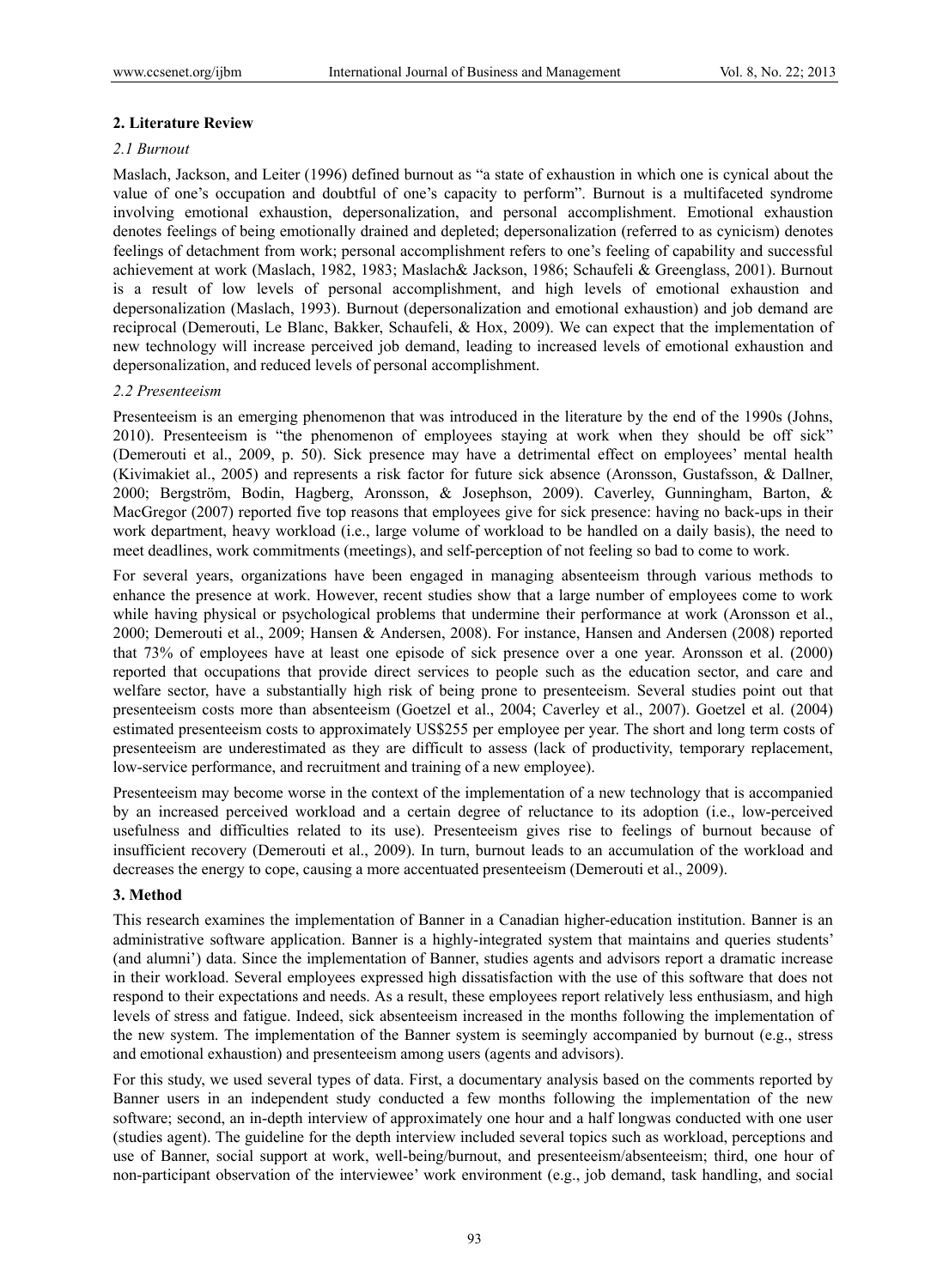## 2. Literature Review

### 2.1 Burnout

Maslach, Jackson, and Leiter (1996) defined burnout as "a state of exhaustion in which one is cynical about the value of one's occupation and doubtful of one's capacity to perform". Burnout is a multifaceted syndrome involving emotional exhaustion, depersonalization, and personal accomplishment. Emotional exhaustion denotes feelings of being emotionally drained and depleted; depersonalization (referred to as cynicism) denotes feelings of detachment from work; personal accomplishment refers to one's feeling of capability and successful achievement at work (Maslach, 1982, 1983; Maslach& Jackson, 1986; Schaufeli & Greenglass, 2001). Burnout is a result of low levels of personal accomplishment, and high levels of emotional exhaustion and depersonalization (Maslach, 1993). Burnout (depersonalization and emotional exhaustion) and job demand are reciprocal (Demerouti, Le Blanc, Bakker, Schaufeli, & Hox, 2009). We can expect that the implementation of new technology will increase perceived job demand, leading to increased levels of emotional exhaustion and depersonalization, and reduced levels of personal accomplishment.

### 2.2 Presenteeism

Presenteeism is an emerging phenomenon that was introduced in the literature by the end of the 1990s (Johns, 2010). Presenteeism is "the phenomenon of employees staying at work when they should be off sick" (Demerouti et al., 2009, p. 50). Sick presence may have a detrimental effect on employees' mental health (Kivimakiet al., 2005) and represents a risk factor for future sick absence (Aronsson, Gustafsson, & Dallner, 2000; Bergström, Bodin, Hagberg, Aronsson, & Josephson, 2009). Caverley, Gunningham, Barton, & MacGregor (2007) reported five top reasons that employees give for sick presence: having no back-ups in their work department, heavy workload (i.e., large volume of workload to be handled on a daily basis), the need to meet deadlines, work commitments (meetings), and self-perception of not feeling so bad to come to work.

For several years, organizations have been engaged in managing absenteeism through various methods to enhance the presence at work. However, recent studies show that a large number of employees come to work while having physical or psychological problems that undermine their performance at work (Aronsson et al., 2000; Demerouti et al., 2009; Hansen & Andersen, 2008). For instance, Hansen and Andersen (2008) reported that 73% of employees have at least one episode of sick presence over a one year. Aronsson et al. (2000) reported that occupations that provide direct services to people such as the education sector, and care and welfare sector, have a substantially high risk of being prone to presenteeism. Several studies point out that presenteeism costs more than absenteeism (Goetzel et al., 2004; Caverley et al., 2007). Goetzel et al. (2004) estimated presenteeism costs to approximately US$255 per employee per year. The short and long term costs of presenteeism are underestimated as they are difficult to assess (lack of productivity, temporary replacement, low-service performance, and recruitment and training of a new employee).

Presenteeism may become worse in the context of the implementation of a new technology that is accompanied by an increased perceived workload and a certain degree of reluctance to its adoption (i.e., low-perceived usefulness and difficulties related to its use). Presenteeism gives rise to feelings of burnout because of insufficient recovery (Demerouti et al., 2009). In turn, burnout leads to an accumulation of the workload and decreases the energy to cope, causing a more accentuated presenteeism (Demerouti et al., 2009).

## 3. Method

This research examines the implementation of Banner in a Canadian higher-education institution. Banner is an administrative software application. Banner is a highly-integrated system that maintains and queries students' (and alumni') data. Since the implementation of Banner, studies agents and advisors report a dramatic increase in their workload. Several employees expressed high dissatisfaction with the use of this software that does not respond to their expectations and needs. As a result, these employees report relatively less enthusiasm, and high levels of stress and fatigue. Indeed, sick absenteeism increased in the months following the implementation of the new system. The implementation of the Banner system is seemingly accompanied by burnout (e.g., stress and emotional exhaustion) and presenteeism among users (agents and advisors).

For this study, we used several types of data. First, a documentary analysis based on the comments reported by Banner users in an independent study conducted a few months following the implementation of the new software; second, an in-depth interview of approximately one hour and a half longwas conducted with one user (studies agent). The guideline for the depth interview included several topics such as workload, perceptions and use of Banner, social support at work, well-being/burnout, and presenteeism/absenteeism; third, one hour of non-participant observation of the interviewee' work environment (e.g., job demand, task handling, and social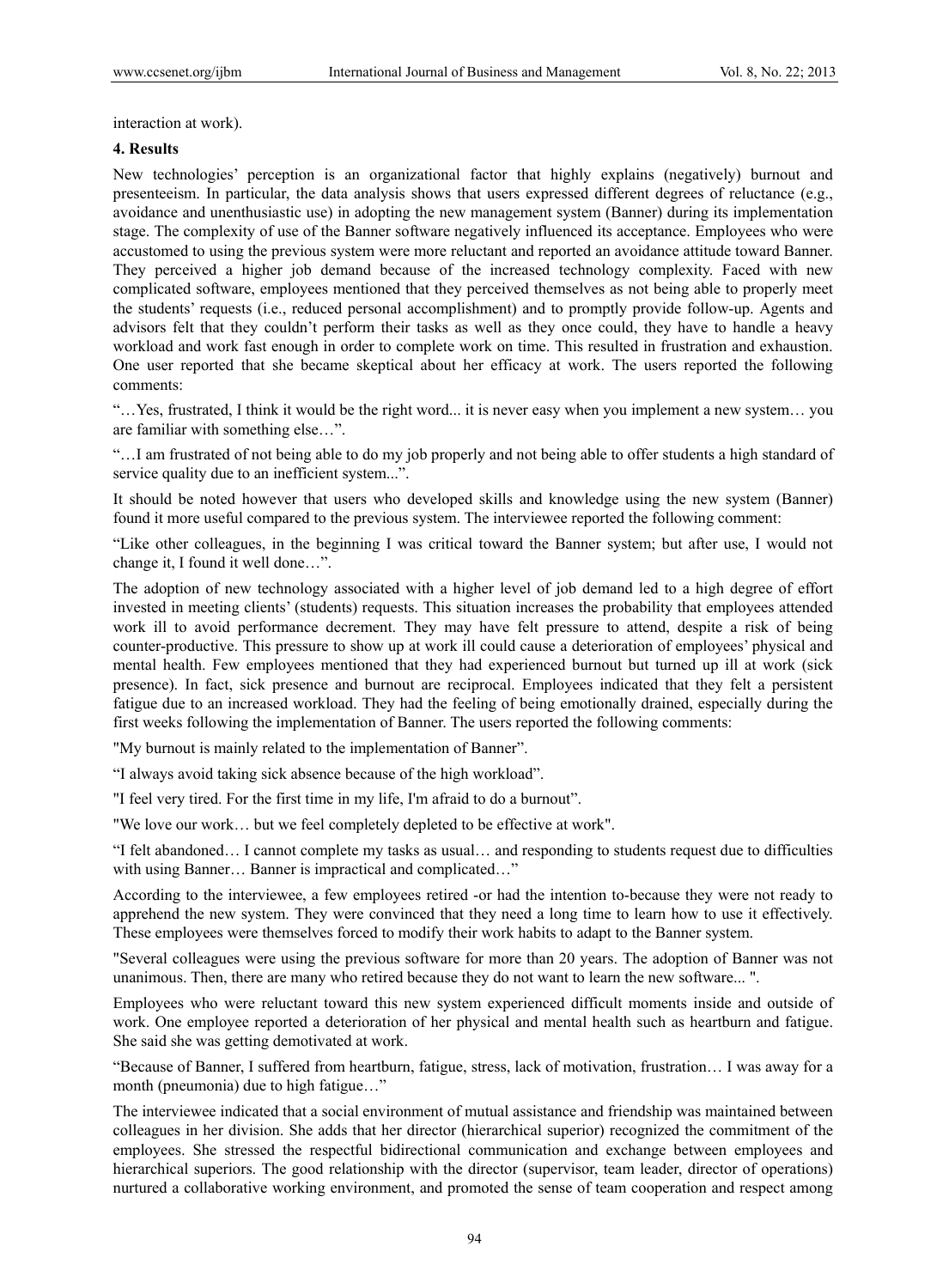interaction at work).

## 4. Results

New technologies' perception is an organizational factor that highly explains (negatively) burnout and presenteeism. In particular, the data analysis shows that users expressed different degrees of reluctance (e.g., avoidance and unenthusiastic use) in adopting the new management system (Banner) during its implementation stage. The complexity of use of the Banner software negatively influenced its acceptance. Employees who were accustomed to using the previous system were more reluctant and reported an avoidance attitude toward Banner. They perceived a higher job demand because of the increased technology complexity. Faced with new complicated software, employees mentioned that they perceived themselves as not being able to properly meet the students' requests (i.e., reduced personal accomplishment) and to promptly provide follow-up. Agents and advisors felt that they couldn't perform their tasks as well as they once could, they have to handle a heavy workload and work fast enough in order to complete work on time. This resulted in frustration and exhaustion. One user reported that she became skeptical about her efficacy at work. The users reported the following comments:

"…Yes, frustrated, I think it would be the right word... it is never easy when you implement a new system… you are familiar with something else…".

"…I am frustrated of not being able to do my job properly and not being able to offer students a high standard of service quality due to an inefficient system...".

It should be noted however that users who developed skills and knowledge using the new system (Banner) found it more useful compared to the previous system. The interviewee reported the following comment:

"Like other colleagues, in the beginning I was critical toward the Banner system; but after use, I would not change it, I found it well done…".

The adoption of new technology associated with a higher level of job demand led to a high degree of effort invested in meeting clients' (students) requests. This situation increases the probability that employees attended work ill to avoid performance decrement. They may have felt pressure to attend, despite a risk of being counter-productive. This pressure to show up at work ill could cause a deterioration of employees' physical and mental health. Few employees mentioned that they had experienced burnout but turned up ill at work (sick presence). In fact, sick presence and burnout are reciprocal. Employees indicated that they felt a persistent fatigue due to an increased workload. They had the feeling of being emotionally drained, especially during the first weeks following the implementation of Banner. The users reported the following comments:

"My burnout is mainly related to the implementation of Banner".

"I always avoid taking sick absence because of the high workload".

"I feel very tired. For the first time in my life, I'm afraid to do a burnout".

"We love our work… but we feel completely depleted to be effective at work".

"I felt abandoned… I cannot complete my tasks as usual… and responding to students request due to difficulties with using Banner… Banner is impractical and complicated…"

According to the interviewee, a few employees retired -or had the intention to-because they were not ready to apprehend the new system. They were convinced that they need a long time to learn how to use it effectively. These employees were themselves forced to modify their work habits to adapt to the Banner system.

"Several colleagues were using the previous software for more than 20 years. The adoption of Banner was not unanimous. Then, there are many who retired because they do not want to learn the new software... ".

Employees who were reluctant toward this new system experienced difficult moments inside and outside of work. One employee reported a deterioration of her physical and mental health such as heartburn and fatigue. She said she was getting demotivated at work.

"Because of Banner, I suffered from heartburn, fatigue, stress, lack of motivation, frustration… I was away for a month (pneumonia) due to high fatigue…"

The interviewee indicated that a social environment of mutual assistance and friendship was maintained between colleagues in her division. She adds that her director (hierarchical superior) recognized the commitment of the employees. She stressed the respectful bidirectional communication and exchange between employees and hierarchical superiors. The good relationship with the director (supervisor, team leader, director of operations) nurtured a collaborative working environment, and promoted the sense of team cooperation and respect among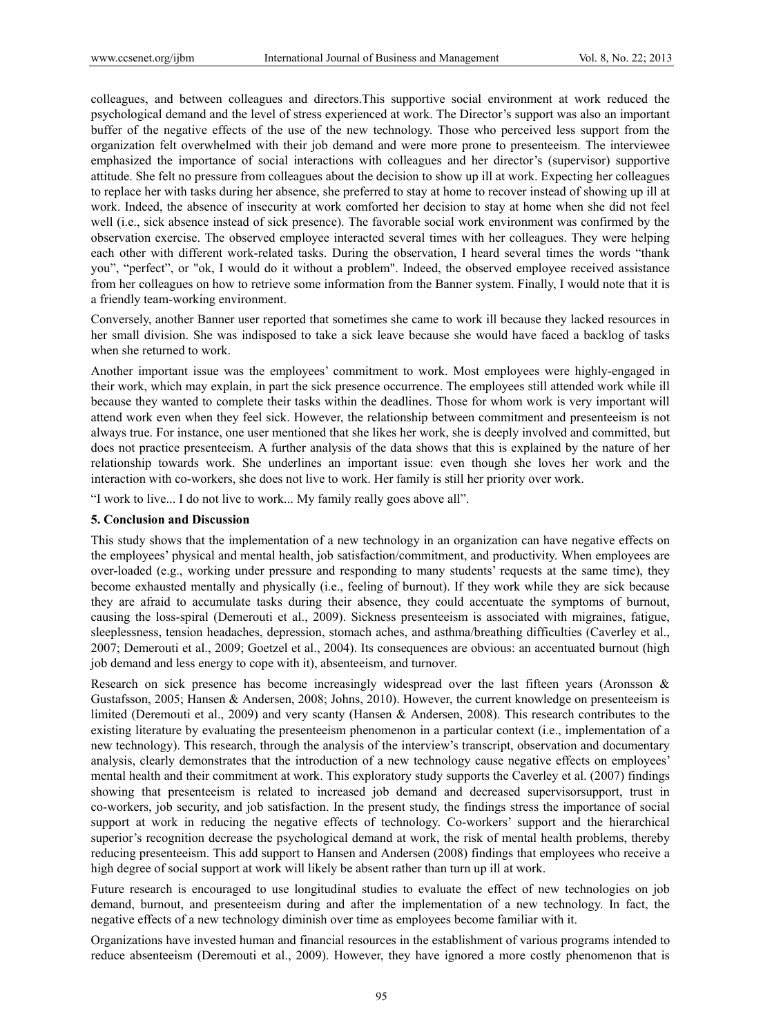colleagues, and between colleagues and directors.This supportive social environment at work reduced the psychological demand and the level of stress experienced at work. The Director's support was also an important buffer of the negative effects of the use of the new technology. Those who perceived less support from the organization felt overwhelmed with their job demand and were more prone to presenteeism. The interviewee emphasized the importance of social interactions with colleagues and her director's (supervisor) supportive attitude. She felt no pressure from colleagues about the decision to show up ill at work. Expecting her colleagues to replace her with tasks during her absence, she preferred to stay at home to recover instead of showing up ill at work. Indeed, the absence of insecurity at work comforted her decision to stay at home when she did not feel well (i.e., sick absence instead of sick presence). The favorable social work environment was confirmed by the observation exercise. The observed employee interacted several times with her colleagues. They were helping each other with different work-related tasks. During the observation, I heard several times the words "thank you", "perfect", or "ok, I would do it without a problem". Indeed, the observed employee received assistance from her colleagues on how to retrieve some information from the Banner system. Finally, I would note that it is a friendly team-working environment.

Conversely, another Banner user reported that sometimes she came to work ill because they lacked resources in her small division. She was indisposed to take a sick leave because she would have faced a backlog of tasks when she returned to work.

Another important issue was the employees' commitment to work. Most employees were highly-engaged in their work, which may explain, in part the sick presence occurrence. The employees still attended work while ill because they wanted to complete their tasks within the deadlines. Those for whom work is very important will attend work even when they feel sick. However, the relationship between commitment and presenteeism is not always true. For instance, one user mentioned that she likes her work, she is deeply involved and committed, but does not practice presenteeism. A further analysis of the data shows that this is explained by the nature of her relationship towards work. She underlines an important issue: even though she loves her work and the interaction with co-workers, she does not live to work. Her family is still her priority over work.

"I work to live... I do not live to work... My family really goes above all".

## 5. Conclusion and Discussion

This study shows that the implementation of a new technology in an organization can have negative effects on the employees' physical and mental health, job satisfaction/commitment, and productivity. When employees are over-loaded (e.g., working under pressure and responding to many students' requests at the same time), they become exhausted mentally and physically (i.e., feeling of burnout). If they work while they are sick because they are afraid to accumulate tasks during their absence, they could accentuate the symptoms of burnout, causing the loss-spiral (Demerouti et al., 2009). Sickness presenteeism is associated with migraines, fatigue, sleeplessness, tension headaches, depression, stomach aches, and asthma/breathing difficulties (Caverley et al., 2007; Demerouti et al., 2009; Goetzel et al., 2004). Its consequences are obvious: an accentuated burnout (high job demand and less energy to cope with it), absenteeism, and turnover.

Research on sick presence has become increasingly widespread over the last fifteen years (Aronsson & Gustafsson, 2005; Hansen & Andersen, 2008; Johns, 2010). However, the current knowledge on presenteeism is limited (Deremouti et al., 2009) and very scanty (Hansen & Andersen, 2008). This research contributes to the existing literature by evaluating the presenteeism phenomenon in a particular context (i.e., implementation of a new technology). This research, through the analysis of the interview's transcript, observation and documentary analysis, clearly demonstrates that the introduction of a new technology cause negative effects on employees' mental health and their commitment at work. This exploratory study supports the Caverley et al. (2007) findings showing that presenteeism is related to increased job demand and decreased supervisorsupport, trust in co-workers, job security, and job satisfaction. In the present study, the findings stress the importance of social support at work in reducing the negative effects of technology. Co-workers' support and the hierarchical superior's recognition decrease the psychological demand at work, the risk of mental health problems, thereby reducing presenteeism. This add support to Hansen and Andersen (2008) findings that employees who receive a high degree of social support at work will likely be absent rather than turn up ill at work.

Future research is encouraged to use longitudinal studies to evaluate the effect of new technologies on job demand, burnout, and presenteeism during and after the implementation of a new technology. In fact, the negative effects of a new technology diminish over time as employees become familiar with it.

Organizations have invested human and financial resources in the establishment of various programs intended to reduce absenteeism (Deremouti et al., 2009). However, they have ignored a more costly phenomenon that is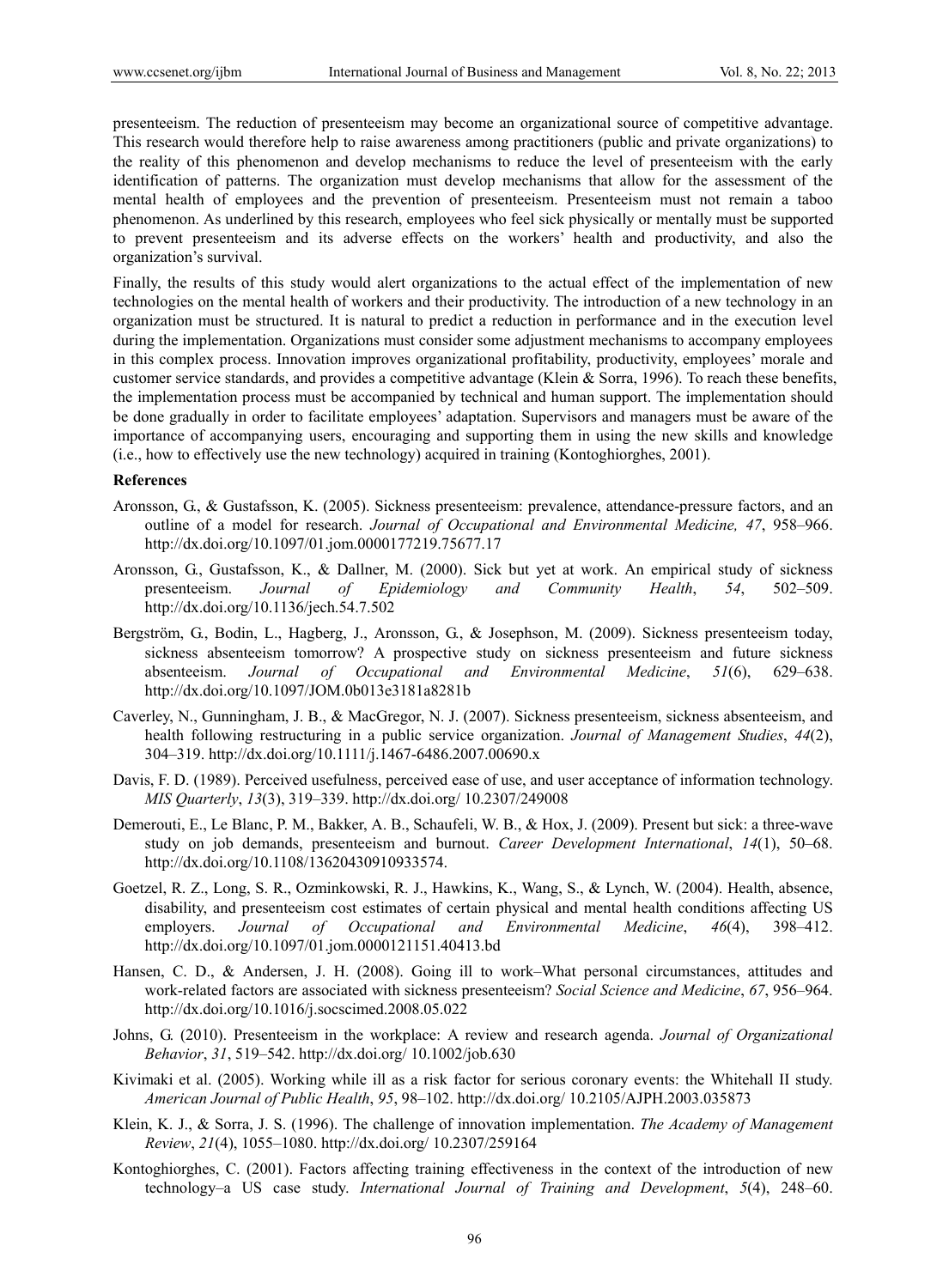presenteeism. The reduction of presenteeism may become an organizational source of competitive advantage. This research would therefore help to raise awareness among practitioners (public and private organizations) to the reality of this phenomenon and develop mechanisms to reduce the level of presenteeism with the early identification of patterns. The organization must develop mechanisms that allow for the assessment of the mental health of employees and the prevention of presenteeism. Presenteeism must not remain a taboo phenomenon. As underlined by this research, employees who feel sick physically or mentally must be supported to prevent presenteeism and its adverse effects on the workers' health and productivity, and also the organization's survival.

Finally, the results of this study would alert organizations to the actual effect of the implementation of new technologies on the mental health of workers and their productivity. The introduction of a new technology in an organization must be structured. It is natural to predict a reduction in performance and in the execution level during the implementation. Organizations must consider some adjustment mechanisms to accompany employees in this complex process. Innovation improves organizational profitability, productivity, employees' morale and customer service standards, and provides a competitive advantage (Klein & Sorra, 1996). To reach these benefits, the implementation process must be accompanied by technical and human support. The implementation should be done gradually in order to facilitate employees' adaptation. Supervisors and managers must be aware of the importance of accompanying users, encouraging and supporting them in using the new skills and knowledge (i.e., how to effectively use the new technology) acquired in training (Kontoghiorghes, 2001).

**References**

Aronsson, G., & Gustafsson, K. (2005). Sickness presenteeism: prevalence, attendance-pressure factors, and an outline of a model for research. *Journal of Occupational and Environmental Medicine, 47*, 958–966. http://dx.doi.org/10.1097/01.jom.0000177219.75677.17

Aronsson, G., Gustafsson, K., & Dallner, M. (2000). Sick but yet at work. An empirical study of sickness presenteeism. *Journal of Epidemiology and Community Health*, *54*, 502–509. http://dx.doi.org/10.1136/jech.54.7.502

Bergström, G., Bodin, L., Hagberg, J., Aronsson, G., & Josephson, M. (2009). Sickness presenteeism today, sickness absenteeism tomorrow? A prospective study on sickness presenteeism and future sickness absenteeism. *Journal of Occupational and Environmental Medicine*, *51*(6), 629–638. http://dx.doi.org/10.1097/JOM.0b013e3181a8281b

Caverley, N., Gunningham, J. B., & MacGregor, N. J. (2007). Sickness presenteeism, sickness absenteeism, and health following restructuring in a public service organization. *Journal of Management Studies*, *44*(2), 304–319. http://dx.doi.org/10.1111/j.1467-6486.2007.00690.x

Davis, F. D. (1989). Perceived usefulness, perceived ease of use, and user acceptance of information technology. *MIS Quarterly*, *13*(3), 319–339. http://dx.doi.org/ 10.2307/249008

Demerouti, E., Le Blanc, P. M., Bakker, A. B., Schaufeli, W. B., & Hox, J. (2009). Present but sick: a three-wave study on job demands, presenteeism and burnout. *Career Development International*, *14*(1), 50–68. http://dx.doi.org/10.1108/13620430910933574.

Goetzel, R. Z., Long, S. R., Ozminkowski, R. J., Hawkins, K., Wang, S., & Lynch, W. (2004). Health, absence, disability, and presenteeism cost estimates of certain physical and mental health conditions affecting US employers. *Journal of Occupational and Environmental Medicine*, *46*(4), 398–412. http://dx.doi.org/10.1097/01.jom.0000121151.40413.bd

Hansen, C. D., & Andersen, J. H. (2008). Going ill to work–What personal circumstances, attitudes and work-related factors are associated with sickness presenteeism? *Social Science and Medicine*, *67*, 956–964. http://dx.doi.org/10.1016/j.socscimed.2008.05.022

Johns, G. (2010). Presenteeism in the workplace: A review and research agenda. *Journal of Organizational Behavior*, *31*, 519–542. http://dx.doi.org/ 10.1002/job.630

Kivimaki et al. (2005). Working while ill as a risk factor for serious coronary events: the Whitehall II study. *American Journal of Public Health*, *95*, 98–102. http://dx.doi.org/ 10.2105/AJPH.2003.035873

Klein, K. J., & Sorra, J. S. (1996). The challenge of innovation implementation. *The Academy of Management Review*, *21*(4), 1055–1080. http://dx.doi.org/ 10.2307/259164

Kontoghiorghes, C. (2001). Factors affecting training effectiveness in the context of the introduction of new technology–a US case study. *International Journal of Training and Development*, *5*(4), 248–60.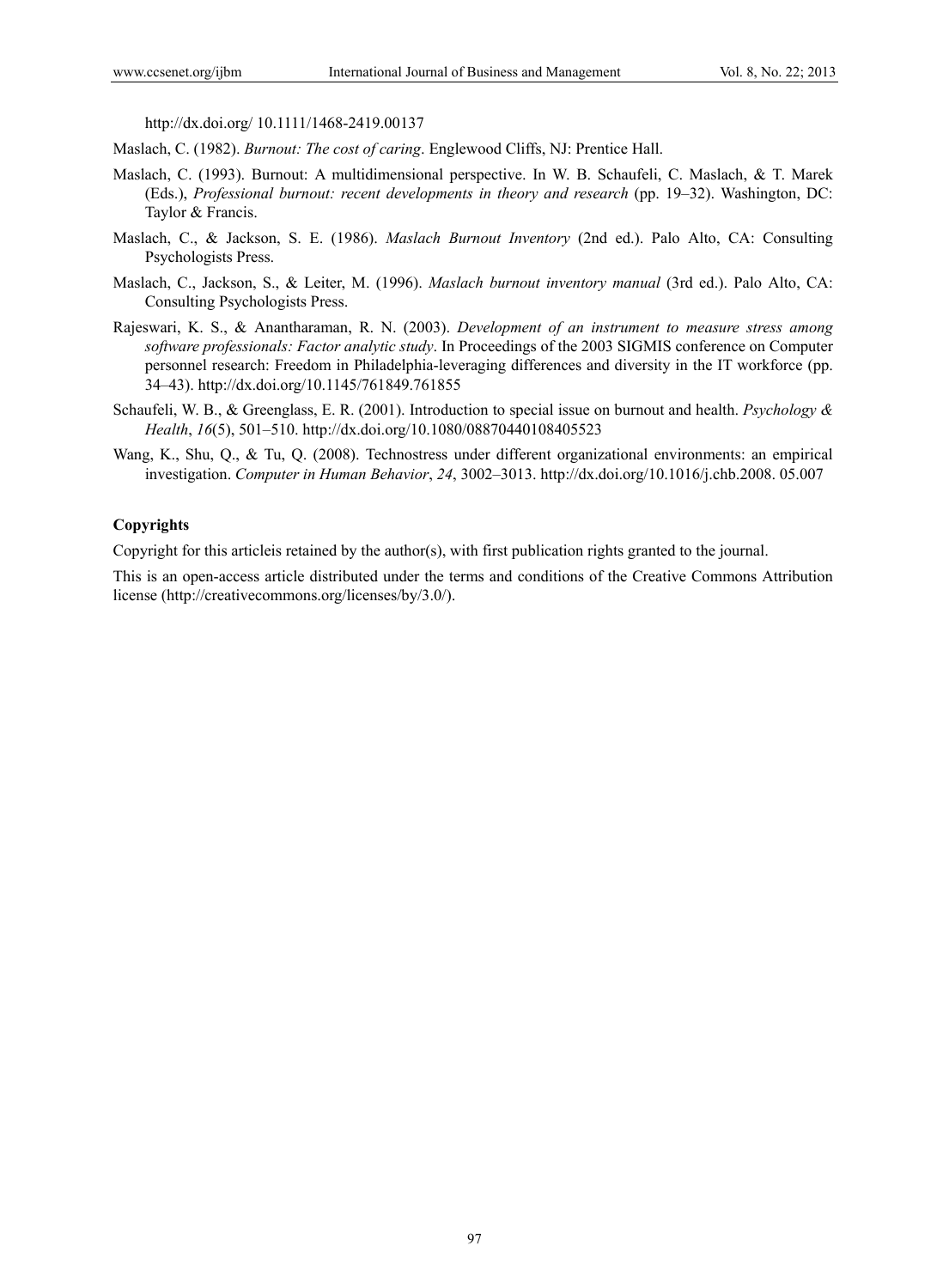http://dx.doi.org/ 10.1111/1468-2419.00137

Maslach, C. (1982). *Burnout: The cost of caring*. Englewood Cliffs, NJ: Prentice Hall.

Maslach, C. (1993). Burnout: A multidimensional perspective. In W. B. Schaufeli, C. Maslach, & T. Marek (Eds.), *Professional burnout: recent developments in theory and research* (pp. 19–32). Washington, DC: Taylor & Francis.

Maslach, C., & Jackson, S. E. (1986). *Maslach Burnout Inventory* (2nd ed.). Palo Alto, CA: Consulting Psychologists Press.

Maslach, C., Jackson, S., & Leiter, M. (1996). *Maslach burnout inventory manual* (3rd ed.). Palo Alto, CA: Consulting Psychologists Press.

Rajeswari, K. S., & Anantharaman, R. N. (2003). *Development of an instrument to measure stress among software professionals: Factor analytic study*. In Proceedings of the 2003 SIGMIS conference on Computer personnel research: Freedom in Philadelphia-leveraging differences and diversity in the IT workforce (pp. 34–43). http://dx.doi.org/10.1145/761849.761855

Schaufeli, W. B., & Greenglass, E. R. (2001). Introduction to special issue on burnout and health. *Psychology & Health*, *16*(5), 501–510. http://dx.doi.org/10.1080/08870440108405523

Wang, K., Shu, Q., & Tu, Q. (2008). Technostress under different organizational environments: an empirical investigation. *Computer in Human Behavior*, *24*, 3002–3013. http://dx.doi.org/10.1016/j.chb.2008. 05.007

**Copyrights**

Copyright for this articleis retained by the author(s), with first publication rights granted to the journal.

This is an open-access article distributed under the terms and conditions of the Creative Commons Attribution license (http://creativecommons.org/licenses/by/3.0/).